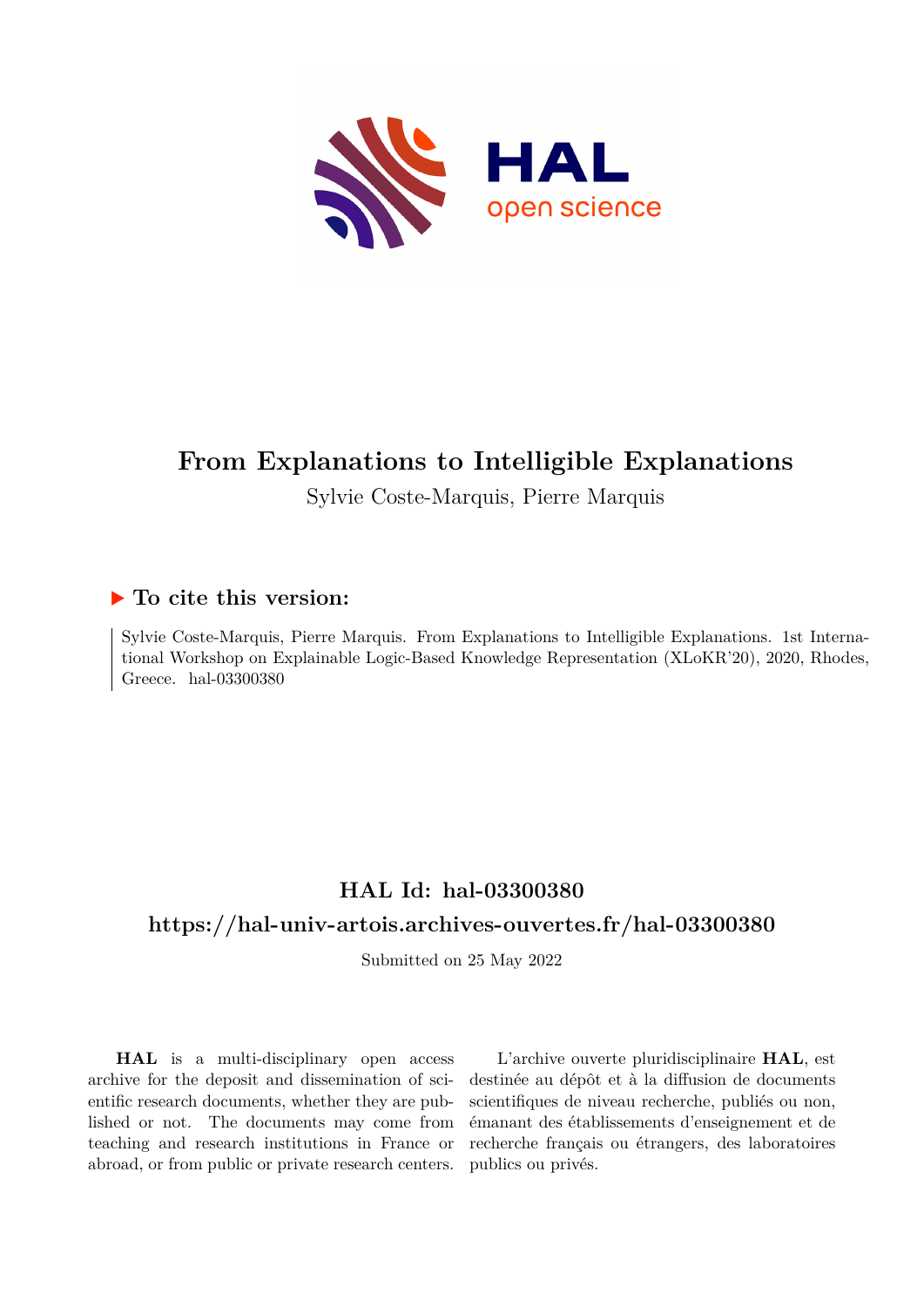# From Explanations to Intelligible Explanations

Sylvie Coste-Marquis, Pierre Marquis

## ▶ To cite this version:

Sylvie Coste-Marquis, Pierre Marquis. From Explanations to Intelligible Explanations. 1st International Workshop on Explainable Logic-Based Knowledge Representation (XLoKR'20), 2020, Rhodes, Greece. hal-03300380

## HAL Id: hal-03300380

## https://hal-univ-artois.archives-ouvertes.fr/hal-03300380

Submitted on 25 May 2022

**HAL** is a multi-disciplinary open access archive for the deposit and dissemination of scientific research documents, whether they are published or not. The documents may come from teaching and research institutions in France or abroad, or from public or private research centers.

L'archive ouverte pluridisciplinaire **HAL**, est destinée au dépôt et à la diffusion de documents scientifiques de niveau recherche, publiés ou non, émanant des établissements d'enseignement et de recherche français ou étrangers, des laboratoires publics ou privés.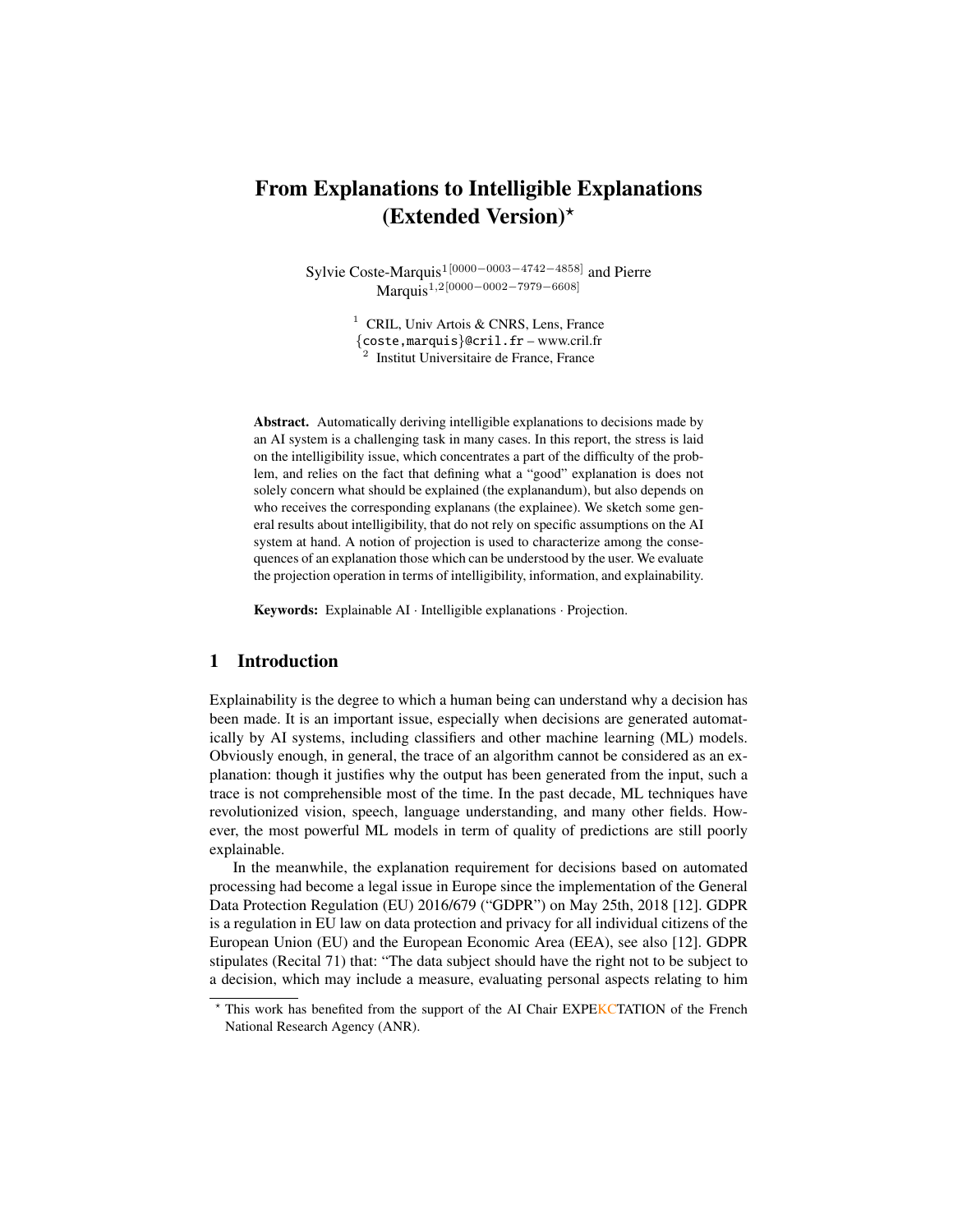# From Explanations to Intelligible Explanations (Extended Version)*

Sylvie Coste-Marquis[1[0000−0003−4742−4858]] and Pierre Marquis[1,2[0000−0002−7979−6608]]

[1] CRIL, Univ Artois & CNRS, Lens, France
{coste,marquis}@cril.fr – www.cril.fr
[2] Institut Universitaire de France, France

**Abstract.** Automatically deriving intelligible explanations to decisions made by an AI system is a challenging task in many cases. In this report, the stress is laid on the intelligibility issue, which concentrates a part of the difficulty of the problem, and relies on the fact that defining what a "good" explanation is does not solely concern what should be explained (the explanandum), but also depends on who receives the corresponding explanans (the explainee). We sketch some general results about intelligibility, that do not rely on specific assumptions on the AI system at hand. A notion of projection is used to characterize among the consequences of an explanation those which can be understood by the user. We evaluate the projection operation in terms of intelligibility, information, and explainability.

**Keywords:** Explainable AI · Intelligible explanations · Projection.

## 1 Introduction

Explainability is the degree to which a human being can understand why a decision has been made. It is an important issue, especially when decisions are generated automatically by AI systems, including classifiers and other machine learning (ML) models. Obviously enough, in general, the trace of an algorithm cannot be considered as an explanation: though it justifies why the output has been generated from the input, such a trace is not comprehensible most of the time. In the past decade, ML techniques have revolutionized vision, speech, language understanding, and many other fields. However, the most powerful ML models in term of quality of predictions are still poorly explainable.

In the meanwhile, the explanation requirement for decisions based on automated processing had become a legal issue in Europe since the implementation of the General Data Protection Regulation (EU) 2016/679 ("GDPR") on May 25th, 2018 [12]. GDPR is a regulation in EU law on data protection and privacy for all individual citizens of the European Union (EU) and the European Economic Area (EEA), see also [12]. GDPR stipulates (Recital 71) that: "The data subject should have the right not to be subject to a decision, which may include a measure, evaluating personal aspects relating to him

* This work has benefited from the support of the AI Chair EXPEKCTATION of the French National Research Agency (ANR).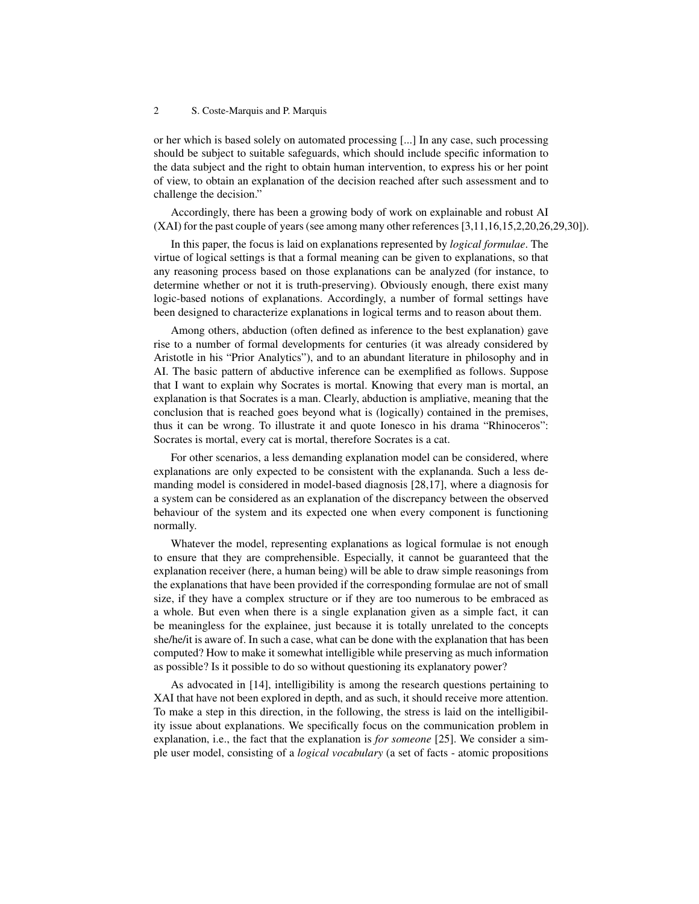or her which is based solely on automated processing [...] In any case, such processing should be subject to suitable safeguards, which should include specific information to the data subject and the right to obtain human intervention, to express his or her point of view, to obtain an explanation of the decision reached after such assessment and to challenge the decision."

Accordingly, there has been a growing body of work on explainable and robust AI (XAI) for the past couple of years (see among many other references [3,11,16,15,2,20,26,29,30]).

In this paper, the focus is laid on explanations represented by *logical formulae*. The virtue of logical settings is that a formal meaning can be given to explanations, so that any reasoning process based on those explanations can be analyzed (for instance, to determine whether or not it is truth-preserving). Obviously enough, there exist many logic-based notions of explanations. Accordingly, a number of formal settings have been designed to characterize explanations in logical terms and to reason about them.

Among others, abduction (often defined as inference to the best explanation) gave rise to a number of formal developments for centuries (it was already considered by Aristotle in his "Prior Analytics"), and to an abundant literature in philosophy and in AI. The basic pattern of abductive inference can be exemplified as follows. Suppose that I want to explain why Socrates is mortal. Knowing that every man is mortal, an explanation is that Socrates is a man. Clearly, abduction is ampliative, meaning that the conclusion that is reached goes beyond what is (logically) contained in the premises, thus it can be wrong. To illustrate it and quote Ionesco in his drama "Rhinoceros": Socrates is mortal, every cat is mortal, therefore Socrates is a cat.

For other scenarios, a less demanding explanation model can be considered, where explanations are only expected to be consistent with the explananda. Such a less demanding model is considered in model-based diagnosis [28,17], where a diagnosis for a system can be considered as an explanation of the discrepancy between the observed behaviour of the system and its expected one when every component is functioning normally.

Whatever the model, representing explanations as logical formulae is not enough to ensure that they are comprehensible. Especially, it cannot be guaranteed that the explanation receiver (here, a human being) will be able to draw simple reasonings from the explanations that have been provided if the corresponding formulae are not of small size, if they have a complex structure or if they are too numerous to be embraced as a whole. But even when there is a single explanation given as a simple fact, it can be meaningless for the explainee, just because it is totally unrelated to the concepts she/he/it is aware of. In such a case, what can be done with the explanation that has been computed? How to make it somewhat intelligible while preserving as much information as possible? Is it possible to do so without questioning its explanatory power?

As advocated in [14], intelligibility is among the research questions pertaining to XAI that have not been explored in depth, and as such, it should receive more attention. To make a step in this direction, in the following, the stress is laid on the intelligibility issue about explanations. We specifically focus on the communication problem in explanation, i.e., the fact that the explanation is *for someone* [25]. We consider a simple user model, consisting of a *logical vocabulary* (a set of facts - atomic propositions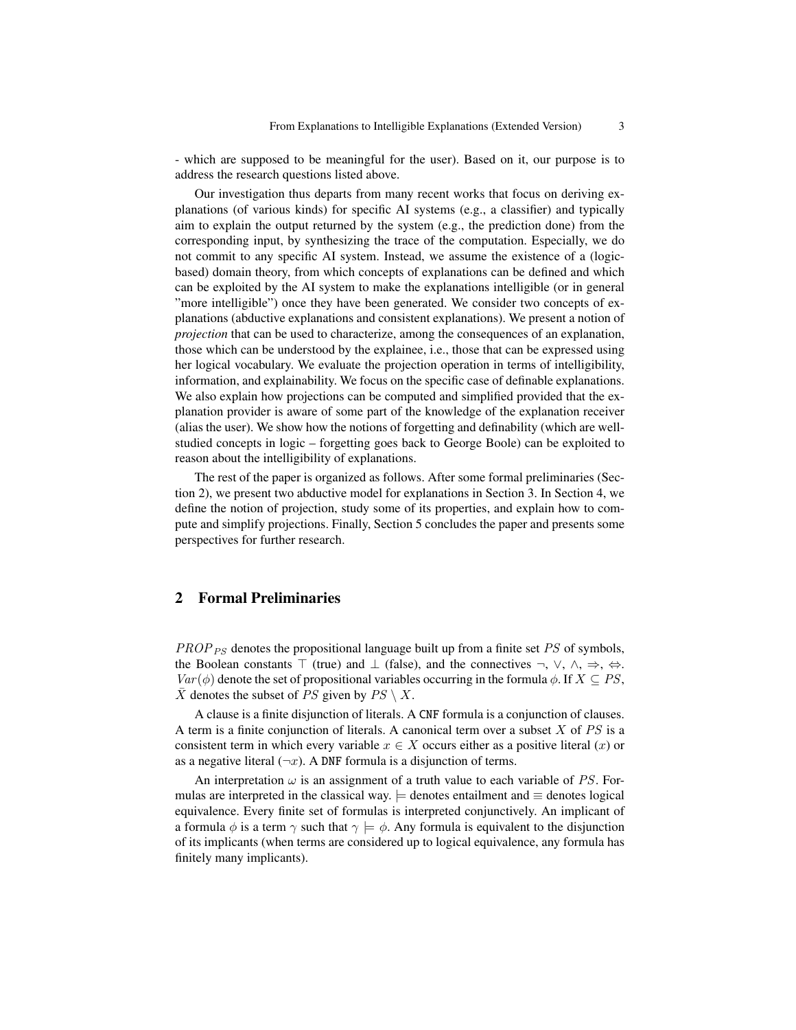- which are supposed to be meaningful for the user). Based on it, our purpose is to address the research questions listed above.

Our investigation thus departs from many recent works that focus on deriving explanations (of various kinds) for specific AI systems (e.g., a classifier) and typically aim to explain the output returned by the system (e.g., the prediction done) from the corresponding input, by synthesizing the trace of the computation. Especially, we do not commit to any specific AI system. Instead, we assume the existence of a (logic-based) domain theory, from which concepts of explanations can be defined and which can be exploited by the AI system to make the explanations intelligible (or in general "more intelligible") once they have been generated. We consider two concepts of explanations (abductive explanations and consistent explanations). We present a notion of *projection* that can be used to characterize, among the consequences of an explanation, those which can be understood by the explainee, i.e., those that can be expressed using her logical vocabulary. We evaluate the projection operation in terms of intelligibility, information, and explainability. We focus on the specific case of definable explanations. We also explain how projections can be computed and simplified provided that the explanation provider is aware of some part of the knowledge of the explanation receiver (alias the user). We show how the notions of forgetting and definability (which are well-studied concepts in logic – forgetting goes back to George Boole) can be exploited to reason about the intelligibility of explanations.

The rest of the paper is organized as follows. After some formal preliminaries (Section 2), we present two abductive model for explanations in Section 3. In Section 4, we define the notion of projection, study some of its properties, and explain how to compute and simplify projections. Finally, Section 5 concludes the paper and presents some perspectives for further research.

## 2 Formal Preliminaries

$PROP_{PS}$ denotes the propositional language built up from a finite set $PS$ of symbols, the Boolean constants $\top$ (true) and $\bot$ (false), and the connectives $\neg$, $\vee$, $\wedge$, $\Rightarrow$, $\Leftrightarrow$. $Var(\phi)$ denote the set of propositional variables occurring in the formula $\phi$. If $X \subseteq PS$, $\bar{X}$ denotes the subset of $PS$ given by $PS \setminus X$.

A clause is a finite disjunction of literals. A CNF formula is a conjunction of clauses. A term is a finite conjunction of literals. A canonical term over a subset $X$ of $PS$ is a consistent term in which every variable $x \in X$ occurs either as a positive literal ($x$) or as a negative literal ($\neg x$). A DNF formula is a disjunction of terms.

An interpretation $\omega$ is an assignment of a truth value to each variable of $PS$. Formulas are interpreted in the classical way. $\models$ denotes entailment and $\equiv$ denotes logical equivalence. Every finite set of formulas is interpreted conjunctively. An implicant of a formula $\phi$ is a term $\gamma$ such that $\gamma \models \phi$. Any formula is equivalent to the disjunction of its implicants (when terms are considered up to logical equivalence, any formula has finitely many implicants).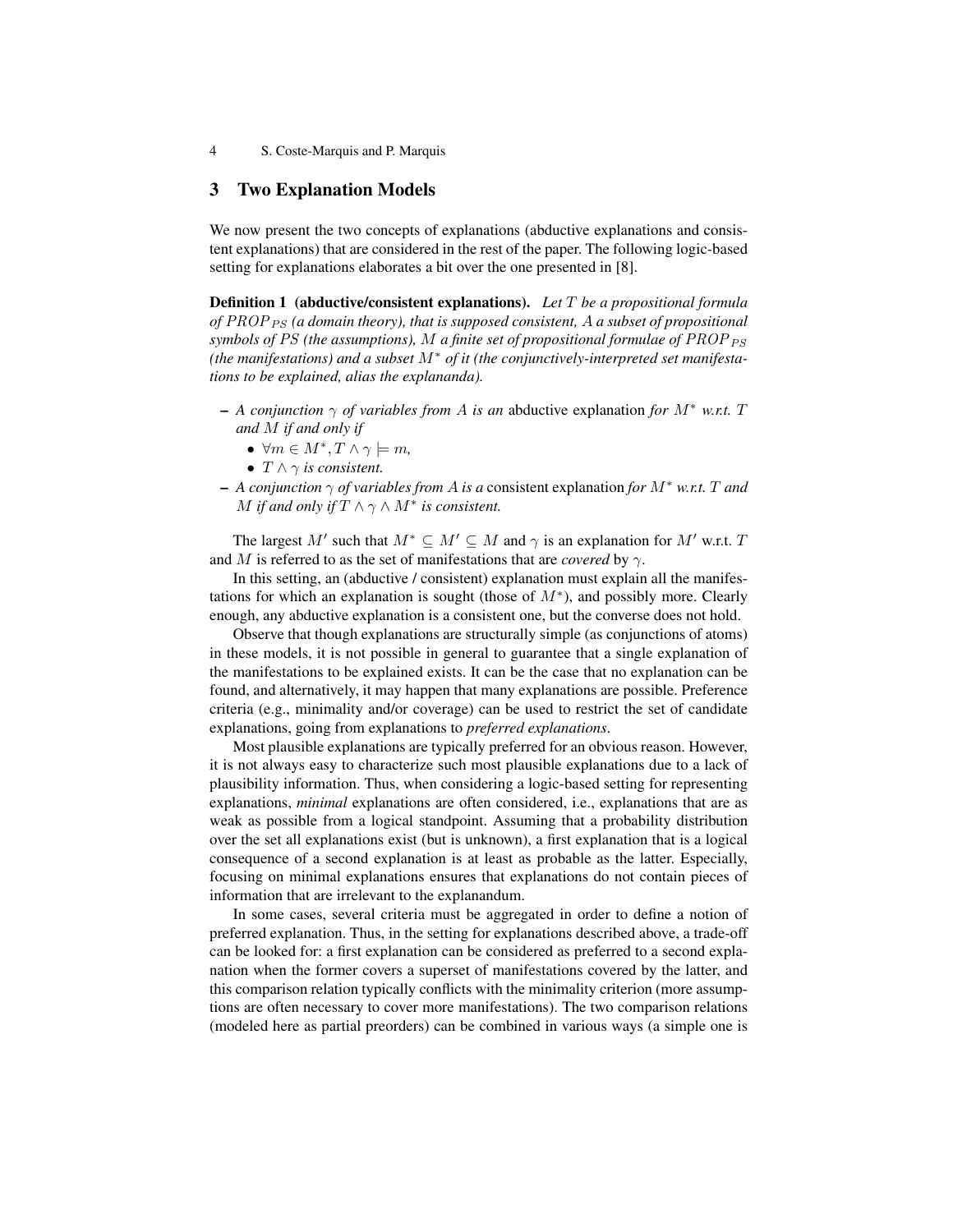## 3 Two Explanation Models

We now present the two concepts of explanations (abductive explanations and consistent explanations) that are considered in the rest of the paper. The following logic-based setting for explanations elaborates a bit over the one presented in [8].

**Definition 1 (abductive/consistent explanations).** *Let $T$ be a propositional formula of $PROP_{PS}$ (a domain theory), that is supposed consistent, $A$ a subset of propositional symbols of $PS$ (the assumptions), $M$ a finite set of propositional formulae of $PROP_{PS}$ (the manifestations) and a subset $M^*$ of it (the conjunctively-interpreted set manifestations to be explained, alias the explananda).*

- *A conjunction $\gamma$ of variables from $A$ is an* abductive explanation *for $M^*$ w.r.t. $T$ and $M$ if and only if*
  - $\forall m \in M^*, T \wedge \gamma \models m$,
  - *$T \wedge \gamma$ is consistent.*
- *A conjunction $\gamma$ of variables from $A$ is a* consistent explanation *for $M^*$ w.r.t. $T$ and $M$ if and only if $T \wedge \gamma \wedge M^*$ is consistent.*

The largest $M'$ such that $M^* \subseteq M' \subseteq M$ and $\gamma$ is an explanation for $M'$ w.r.t. $T$ and $M$ is referred to as the set of manifestations that are *covered* by $\gamma$.

In this setting, an (abductive / consistent) explanation must explain all the manifestations for which an explanation is sought (those of $M^*$), and possibly more. Clearly enough, any abductive explanation is a consistent one, but the converse does not hold.

Observe that though explanations are structurally simple (as conjunctions of atoms) in these models, it is not possible in general to guarantee that a single explanation of the manifestations to be explained exists. It can be the case that no explanation can be found, and alternatively, it may happen that many explanations are possible. Preference criteria (e.g., minimality and/or coverage) can be used to restrict the set of candidate explanations, going from explanations to *preferred explanations*.

Most plausible explanations are typically preferred for an obvious reason. However, it is not always easy to characterize such most plausible explanations due to a lack of plausibility information. Thus, when considering a logic-based setting for representing explanations, *minimal* explanations are often considered, i.e., explanations that are as weak as possible from a logical standpoint. Assuming that a probability distribution over the set all explanations exist (but is unknown), a first explanation that is a logical consequence of a second explanation is at least as probable as the latter. Especially, focusing on minimal explanations ensures that explanations do not contain pieces of information that are irrelevant to the explanandum.

In some cases, several criteria must be aggregated in order to define a notion of preferred explanation. Thus, in the setting for explanations described above, a trade-off can be looked for: a first explanation can be considered as preferred to a second explanation when the former covers a superset of manifestations covered by the latter, and this comparison relation typically conflicts with the minimality criterion (more assumptions are often necessary to cover more manifestations). The two comparison relations (modeled here as partial preorders) can be combined in various ways (a simple one is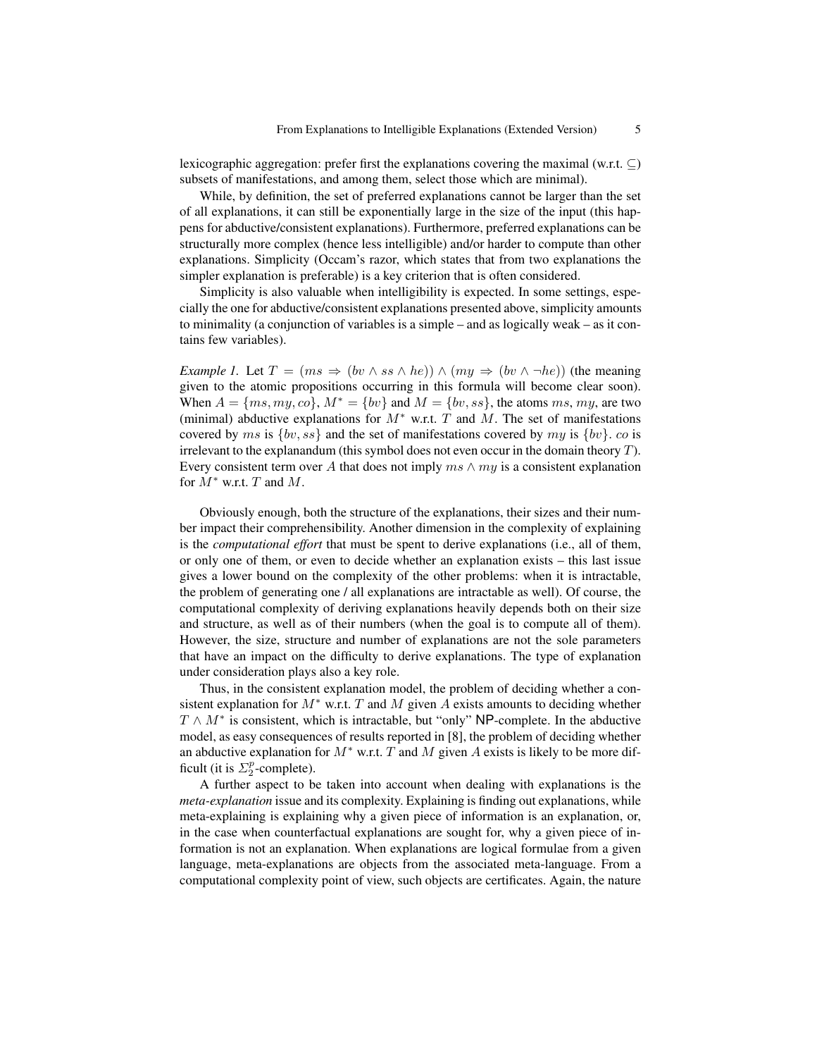lexicographic aggregation: prefer first the explanations covering the maximal (w.r.t. $\subseteq$) subsets of manifestations, and among them, select those which are minimal).

While, by definition, the set of preferred explanations cannot be larger than the set of all explanations, it can still be exponentially large in the size of the input (this happens for abductive/consistent explanations). Furthermore, preferred explanations can be structurally more complex (hence less intelligible) and/or harder to compute than other explanations. Simplicity (Occam's razor, which states that from two explanations the simpler explanation is preferable) is a key criterion that is often considered.

Simplicity is also valuable when intelligibility is expected. In some settings, especially the one for abductive/consistent explanations presented above, simplicity amounts to minimality (a conjunction of variables is a simple – and as logically weak – as it contains few variables).

*Example 1.* Let $T = (ms \Rightarrow (bv \wedge ss \wedge he)) \wedge (my \Rightarrow (bv \wedge \neg he))$ (the meaning given to the atomic propositions occurring in this formula will become clear soon). When $A = \{ms, my, co\}$, $M^* = \{bv\}$ and $M = \{bv, ss\}$, the atoms $ms$, $my$, are two (minimal) abductive explanations for $M^*$ w.r.t. $T$ and $M$. The set of manifestations covered by $ms$ is $\{bv, ss\}$ and the set of manifestations covered by $my$ is $\{bv\}$. $co$ is irrelevant to the explanandum (this symbol does not even occur in the domain theory $T$). Every consistent term over $A$ that does not imply $ms \wedge my$ is a consistent explanation for $M^*$ w.r.t. $T$ and $M$.

Obviously enough, both the structure of the explanations, their sizes and their number impact their comprehensibility. Another dimension in the complexity of explaining is the *computational effort* that must be spent to derive explanations (i.e., all of them, or only one of them, or even to decide whether an explanation exists – this last issue gives a lower bound on the complexity of the other problems: when it is intractable, the problem of generating one / all explanations are intractable as well). Of course, the computational complexity of deriving explanations heavily depends both on their size and structure, as well as of their numbers (when the goal is to compute all of them). However, the size, structure and number of explanations are not the sole parameters that have an impact on the difficulty to derive explanations. The type of explanation under consideration plays also a key role.

Thus, in the consistent explanation model, the problem of deciding whether a consistent explanation for $M^*$ w.r.t. $T$ and $M$ given $A$ exists amounts to deciding whether $T \wedge M^*$ is consistent, which is intractable, but "only" NP-complete. In the abductive model, as easy consequences of results reported in [8], the problem of deciding whether an abductive explanation for $M^*$ w.r.t. $T$ and $M$ given $A$ exists is likely to be more difficult (it is $\Sigma_2^p$-complete).

A further aspect to be taken into account when dealing with explanations is the *meta-explanation* issue and its complexity. Explaining is finding out explanations, while meta-explaining is explaining why a given piece of information is an explanation, or, in the case when counterfactual explanations are sought for, why a given piece of information is not an explanation. When explanations are logical formulae from a given language, meta-explanations are objects from the associated meta-language. From a computational complexity point of view, such objects are certificates. Again, the nature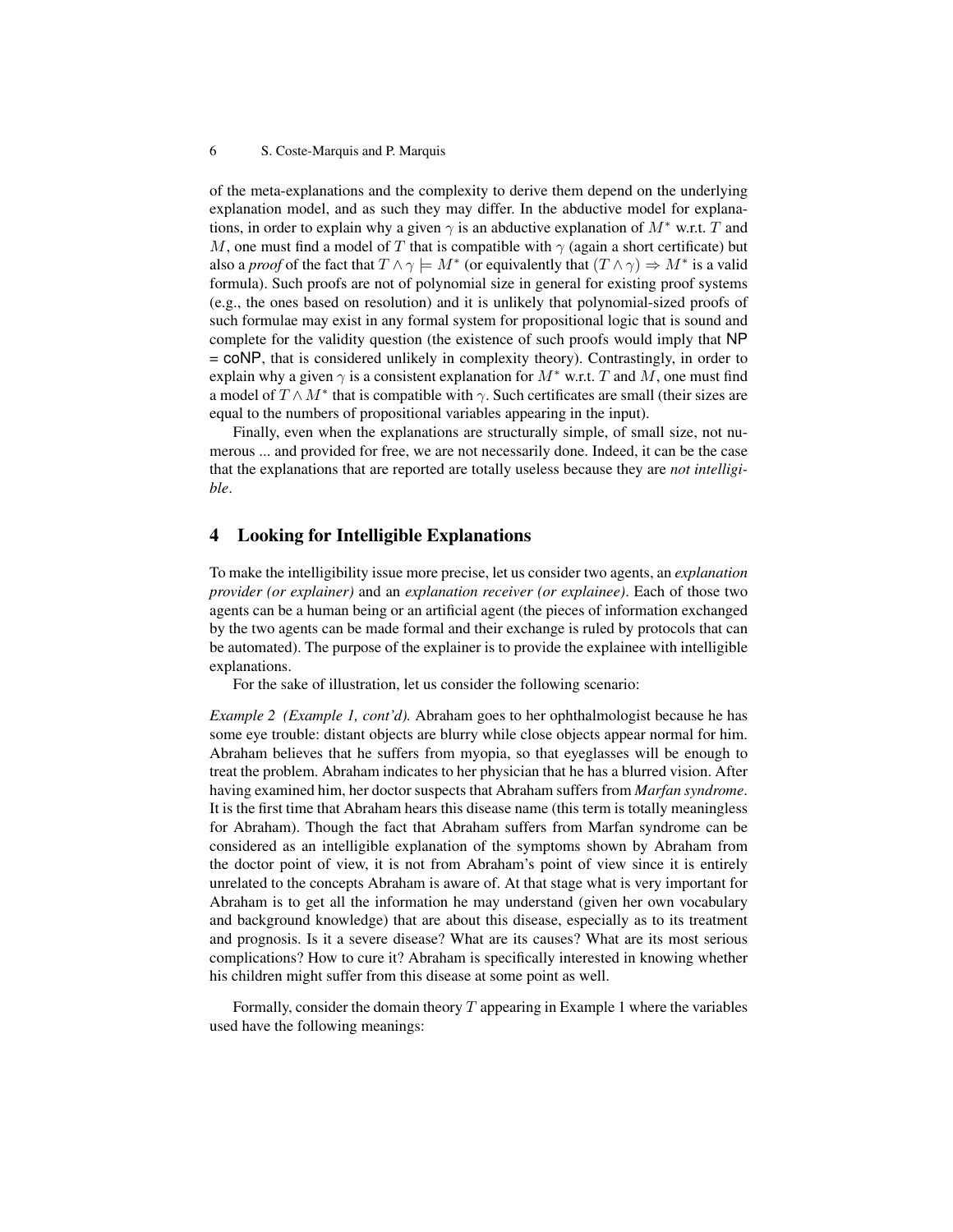of the meta-explanations and the complexity to derive them depend on the underlying explanation model, and as such they may differ. In the abductive model for explanations, in order to explain why a given $\gamma$ is an abductive explanation of $M^*$ w.r.t. $T$ and $M$, one must find a model of $T$ that is compatible with $\gamma$ (again a short certificate) but also a *proof* of the fact that $T \wedge \gamma \models M^*$ (or equivalently that $(T \wedge \gamma) \Rightarrow M^*$ is a valid formula). Such proofs are not of polynomial size in general for existing proof systems (e.g., the ones based on resolution) and it is unlikely that polynomial-sized proofs of such formulae may exist in any formal system for propositional logic that is sound and complete for the validity question (the existence of such proofs would imply that NP = coNP, that is considered unlikely in complexity theory). Contrastingly, in order to explain why a given $\gamma$ is a consistent explanation for $M^*$ w.r.t. $T$ and $M$, one must find a model of $T \wedge M^*$ that is compatible with $\gamma$. Such certificates are small (their sizes are equal to the numbers of propositional variables appearing in the input).

Finally, even when the explanations are structurally simple, of small size, not numerous ... and provided for free, we are not necessarily done. Indeed, it can be the case that the explanations that are reported are totally useless because they are *not intelligible*.

## 4 Looking for Intelligible Explanations

To make the intelligibility issue more precise, let us consider two agents, an *explanation provider (or explainer)* and an *explanation receiver (or explainee)*. Each of those two agents can be a human being or an artificial agent (the pieces of information exchanged by the two agents can be made formal and their exchange is ruled by protocols that can be automated). The purpose of the explainer is to provide the explainee with intelligible explanations.

For the sake of illustration, let us consider the following scenario:

*Example 2 (Example 1, cont'd).* Abraham goes to her ophthalmologist because he has some eye trouble: distant objects are blurry while close objects appear normal for him. Abraham believes that he suffers from myopia, so that eyeglasses will be enough to treat the problem. Abraham indicates to her physician that he has a blurred vision. After having examined him, her doctor suspects that Abraham suffers from *Marfan syndrome*. It is the first time that Abraham hears this disease name (this term is totally meaningless for Abraham). Though the fact that Abraham suffers from Marfan syndrome can be considered as an intelligible explanation of the symptoms shown by Abraham from the doctor point of view, it is not from Abraham's point of view since it is entirely unrelated to the concepts Abraham is aware of. At that stage what is very important for Abraham is to get all the information he may understand (given her own vocabulary and background knowledge) that are about this disease, especially as to its treatment and prognosis. Is it a severe disease? What are its causes? What are its most serious complications? How to cure it? Abraham is specifically interested in knowing whether his children might suffer from this disease at some point as well.

Formally, consider the domain theory $T$ appearing in Example 1 where the variables used have the following meanings: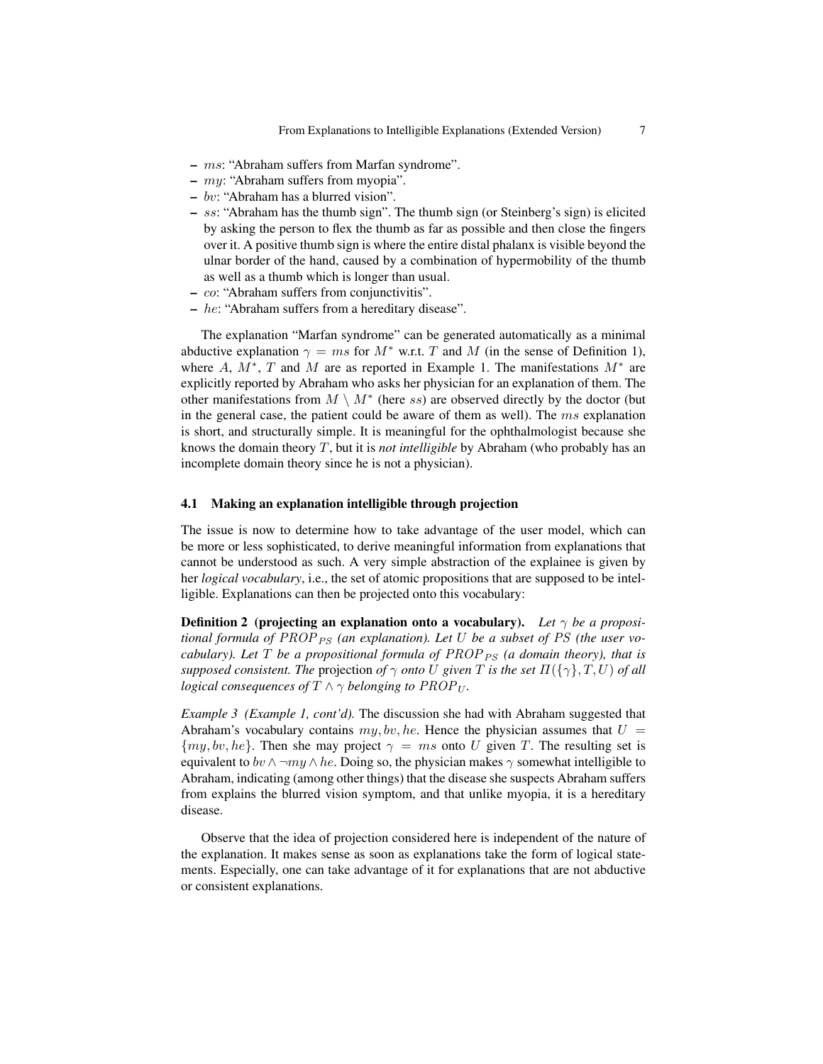- $ms$: "Abraham suffers from Marfan syndrome".
- $my$: "Abraham suffers from myopia".
- $bv$: "Abraham has a blurred vision".
- $ss$: "Abraham has the thumb sign". The thumb sign (or Steinberg's sign) is elicited by asking the person to flex the thumb as far as possible and then close the fingers over it. A positive thumb sign is where the entire distal phalanx is visible beyond the ulnar border of the hand, caused by a combination of hypermobility of the thumb as well as a thumb which is longer than usual.
- $co$: "Abraham suffers from conjunctivitis".
- $he$: "Abraham suffers from a hereditary disease".

The explanation "Marfan syndrome" can be generated automatically as a minimal abductive explanation $\gamma = ms$ for $M^*$ w.r.t. $T$ and $M$ (in the sense of Definition 1), where $A$, $M^*$, $T$ and $M$ are as reported in Example 1. The manifestations $M^*$ are explicitly reported by Abraham who asks her physician for an explanation of them. The other manifestations from $M \setminus M^*$ (here $ss$) are observed directly by the doctor (but in the general case, the patient could be aware of them as well). The $ms$ explanation is short, and structurally simple. It is meaningful for the ophthalmologist because she knows the domain theory $T$, but it is *not intelligible* by Abraham (who probably has an incomplete domain theory since he is not a physician).

### 4.1 Making an explanation intelligible through projection

The issue is now to determine how to take advantage of the user model, which can be more or less sophisticated, to derive meaningful information from explanations that cannot be understood as such. A very simple abstraction of the explainee is given by her *logical vocabulary*, i.e., the set of atomic propositions that are supposed to be intelligible. Explanations can then be projected onto this vocabulary:

**Definition 2 (projecting an explanation onto a vocabulary).** *Let $\gamma$ be a propositional formula of $PROP_{PS}$ (an explanation). Let $U$ be a subset of $PS$ (the user vocabulary). Let $T$ be a propositional formula of $PROP_{PS}$ (a domain theory), that is supposed consistent. The* projection *of $\gamma$ onto $U$ given $T$ is the set $\Pi(\{\gamma\}, T, U)$ of all logical consequences of $T \wedge \gamma$ belonging to $PROP_U$.*

*Example 3 (Example 1, cont'd).* The discussion she had with Abraham suggested that Abraham's vocabulary contains $my, bv, he$. Hence the physician assumes that $U = \{my, bv, he\}$. Then she may project $\gamma = ms$ onto $U$ given $T$. The resulting set is equivalent to $bv \wedge \neg my \wedge he$. Doing so, the physician makes $\gamma$ somewhat intelligible to Abraham, indicating (among other things) that the disease she suspects Abraham suffers from explains the blurred vision symptom, and that unlike myopia, it is a hereditary disease.

Observe that the idea of projection considered here is independent of the nature of the explanation. It makes sense as soon as explanations take the form of logical statements. Especially, one can take advantage of it for explanations that are not abductive or consistent explanations.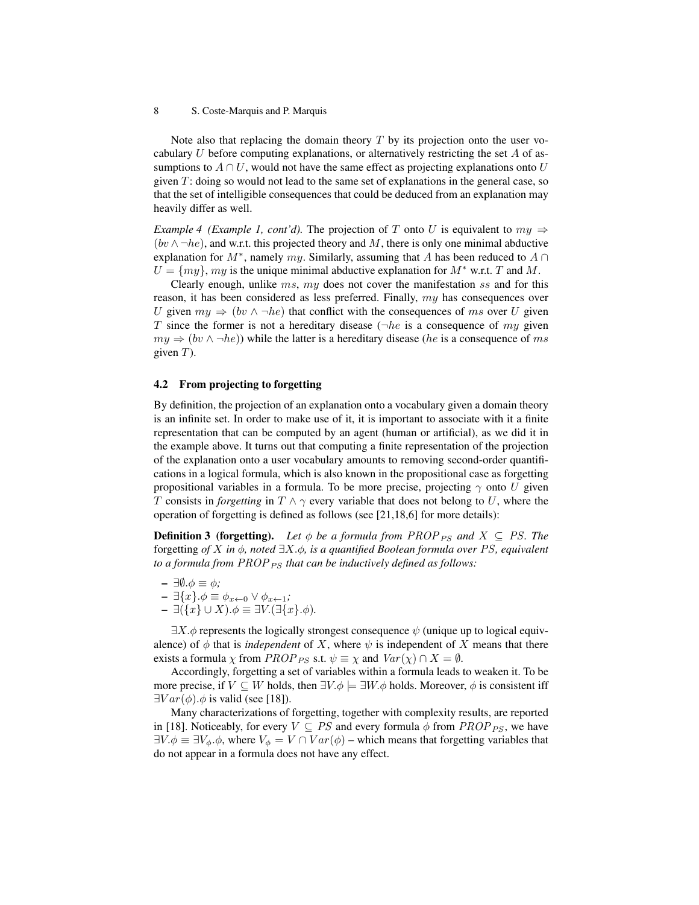Note also that replacing the domain theory $T$ by its projection onto the user vocabulary $U$ before computing explanations, or alternatively restricting the set $A$ of assumptions to $A \cap U$, would not have the same effect as projecting explanations onto $U$ given $T$: doing so would not lead to the same set of explanations in the general case, so that the set of intelligible consequences that could be deduced from an explanation may heavily differ as well.

*Example 4 (Example 1, cont'd).* The projection of $T$ onto $U$ is equivalent to $my \Rightarrow (bv \wedge \neg he)$, and w.r.t. this projected theory and $M$, there is only one minimal abductive explanation for $M^*$, namely $my$. Similarly, assuming that $A$ has been reduced to $A \cap U = \{my\}$, $my$ is the unique minimal abductive explanation for $M^*$ w.r.t. $T$ and $M$.

Clearly enough, unlike $ms$, $my$ does not cover the manifestation $ss$ and for this reason, it has been considered as less preferred. Finally, $my$ has consequences over $U$ given $my \Rightarrow (bv \wedge \neg he)$ that conflict with the consequences of $ms$ over $U$ given $T$ since the former is not a hereditary disease ($\neg he$ is a consequence of $my$ given $my \Rightarrow (bv \wedge \neg he)$) while the latter is a hereditary disease ($he$ is a consequence of $ms$ given $T$).

### 4.2 From projecting to forgetting

By definition, the projection of an explanation onto a vocabulary given a domain theory is an infinite set. In order to make use of it, it is important to associate with it a finite representation that can be computed by an agent (human or artificial), as we did it in the example above. It turns out that computing a finite representation of the projection of the explanation onto a user vocabulary amounts to removing second-order quantifications in a logical formula, which is also known in the propositional case as forgetting propositional variables in a formula. To be more precise, projecting $\gamma$ onto $U$ given $T$ consists in *forgetting* in $T \wedge \gamma$ every variable that does not belong to $U$, where the operation of forgetting is defined as follows (see [21,18,6] for more details):

**Definition 3 (forgetting).** *Let $\phi$ be a formula from $PROP_{PS}$ and $X \subseteq PS$. The* forgetting *of $X$ in $\phi$, noted $\exists X.\phi$, is a quantified Boolean formula over $PS$, equivalent to a formula from $PROP_{PS}$ that can be inductively defined as follows:*

- $\exists \emptyset.\phi \equiv \phi$;
- $\exists \{x\}.\phi \equiv \phi_{x \leftarrow 0} \vee \phi_{x \leftarrow 1}$;
- $\exists (\{x\} \cup X).\phi \equiv \exists V.(\exists \{x\}.\phi)$.

$\exists X.\phi$ represents the logically strongest consequence $\psi$ (unique up to logical equivalence) of $\phi$ that is *independent* of $X$, where $\psi$ is independent of $X$ means that there exists a formula $\chi$ from $PROP_{PS}$ s.t. $\psi \equiv \chi$ and $Var(\chi) \cap X = \emptyset$.

Accordingly, forgetting a set of variables within a formula leads to weaken it. To be more precise, if $V \subseteq W$ holds, then $\exists V.\phi \models \exists W.\phi$ holds. Moreover, $\phi$ is consistent iff $\exists Var(\phi).\phi$ is valid (see [18]).

Many characterizations of forgetting, together with complexity results, are reported in [18]. Noticeably, for every $V \subseteq PS$ and every formula $\phi$ from $PROP_{PS}$, we have $\exists V.\phi \equiv \exists V_\phi.\phi$, where $V_\phi = V \cap Var(\phi)$ – which means that forgetting variables that do not appear in a formula does not have any effect.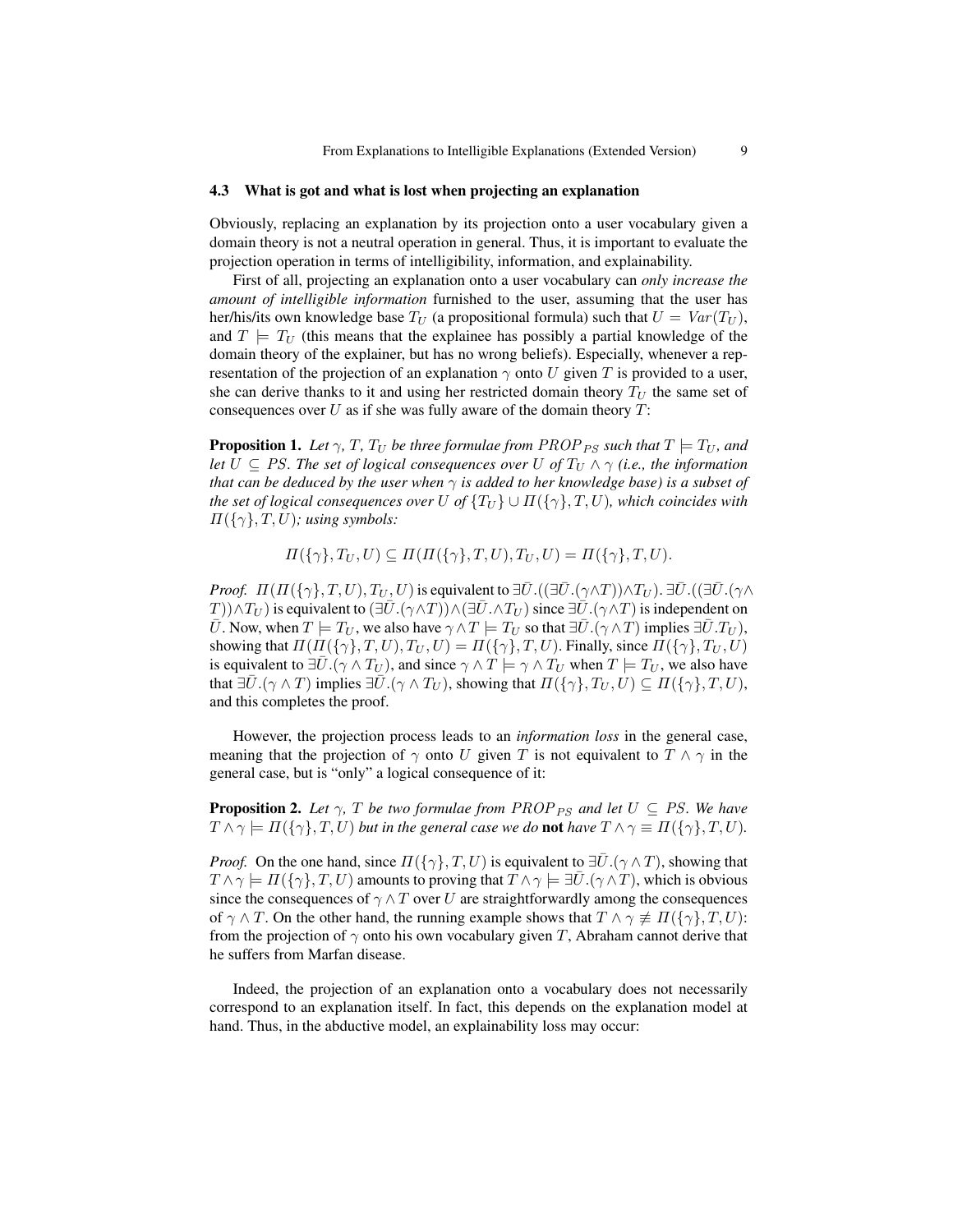### 4.3 What is got and what is lost when projecting an explanation

Obviously, replacing an explanation by its projection onto a user vocabulary given a domain theory is not a neutral operation in general. Thus, it is important to evaluate the projection operation in terms of intelligibility, information, and explainability.

First of all, projecting an explanation onto a user vocabulary can *only increase the amount of intelligible information* furnished to the user, assuming that the user has her/his/its own knowledge base $T_U$ (a propositional formula) such that $U = Var(T_U)$, and $T \models T_U$ (this means that the explainee has possibly a partial knowledge of the domain theory of the explainer, but has no wrong beliefs). Especially, whenever a representation of the projection of an explanation $\gamma$ onto $U$ given $T$ is provided to a user, she can derive thanks to it and using her restricted domain theory $T_U$ the same set of consequences over $U$ as if she was fully aware of the domain theory $T$:

**Proposition 1.** *Let $\gamma$, $T$, $T_U$ be three formulae from $PROP_{PS}$ such that $T \models T_U$, and let $U \subseteq PS$. The set of logical consequences over $U$ of $T_U \wedge \gamma$ (i.e., the information that can be deduced by the user when $\gamma$ is added to her knowledge base) is a subset of the set of logical consequences over $U$ of $\{T_U\} \cup \Pi(\{\gamma\}, T, U)$, which coincides with $\Pi(\{\gamma\}, T, U)$; using symbols:*

$$\Pi(\{\gamma\}, T_U, U) \subseteq \Pi(\Pi(\{\gamma\}, T, U), T_U, U) = \Pi(\{\gamma\}, T, U).$$

*Proof.* $\Pi(\Pi(\{\gamma\}, T, U), T_U, U)$ is equivalent to $\exists \bar{U}.((\exists \bar{U}.(\gamma \wedge T)) \wedge T_U)$. $\exists \bar{U}.((\exists \bar{U}.(\gamma \wedge T)) \wedge T_U)$ is equivalent to $(\exists \bar{U}.(\gamma \wedge T)) \wedge (\exists \bar{U}. \wedge T_U)$ since $\exists \bar{U}.(\gamma \wedge T)$ is independent on $\bar{U}$. Now, when $T \models T_U$, we also have $\gamma \wedge T \models T_U$ so that $\exists \bar{U}.(\gamma \wedge T)$ implies $\exists \bar{U}.T_U$), showing that $\Pi(\Pi(\{\gamma\}, T, U), T_U, U) = \Pi(\{\gamma\}, T, U)$. Finally, since $\Pi(\{\gamma\}, T_U, U)$ is equivalent to $\exists \bar{U}.(\gamma \wedge T_U)$, and since $\gamma \wedge T \models \gamma \wedge T_U$ when $T \models T_U$, we also have that $\exists \bar{U}.(\gamma \wedge T)$ implies $\exists \bar{U}.(\gamma \wedge T_U)$, showing that $\Pi(\{\gamma\}, T_U, U) \subseteq \Pi(\{\gamma\}, T, U)$, and this completes the proof.

However, the projection process leads to an *information loss* in the general case, meaning that the projection of $\gamma$ onto $U$ given $T$ is not equivalent to $T \wedge \gamma$ in the general case, but is "only" a logical consequence of it:

**Proposition 2.** *Let $\gamma$, $T$ be two formulae from $PROP_{PS}$ and let $U \subseteq PS$. We have $T \wedge \gamma \models \Pi(\{\gamma\}, T, U)$ but in the general case we do* **not** *have $T \wedge \gamma \equiv \Pi(\{\gamma\}, T, U)$.*

*Proof.* On the one hand, since $\Pi(\{\gamma\}, T, U)$ is equivalent to $\exists \bar{U}.(\gamma \wedge T)$, showing that $T \wedge \gamma \models \Pi(\{\gamma\}, T, U)$ amounts to proving that $T \wedge \gamma \models \exists \bar{U}.(\gamma \wedge T)$, which is obvious since the consequences of $\gamma \wedge T$ over $U$ are straightforwardly among the consequences of $\gamma \wedge T$. On the other hand, the running example shows that $T \wedge \gamma \not\equiv \Pi(\{\gamma\}, T, U)$: from the projection of $\gamma$ onto his own vocabulary given $T$, Abraham cannot derive that he suffers from Marfan disease.

Indeed, the projection of an explanation onto a vocabulary does not necessarily correspond to an explanation itself. In fact, this depends on the explanation model at hand. Thus, in the abductive model, an explainability loss may occur: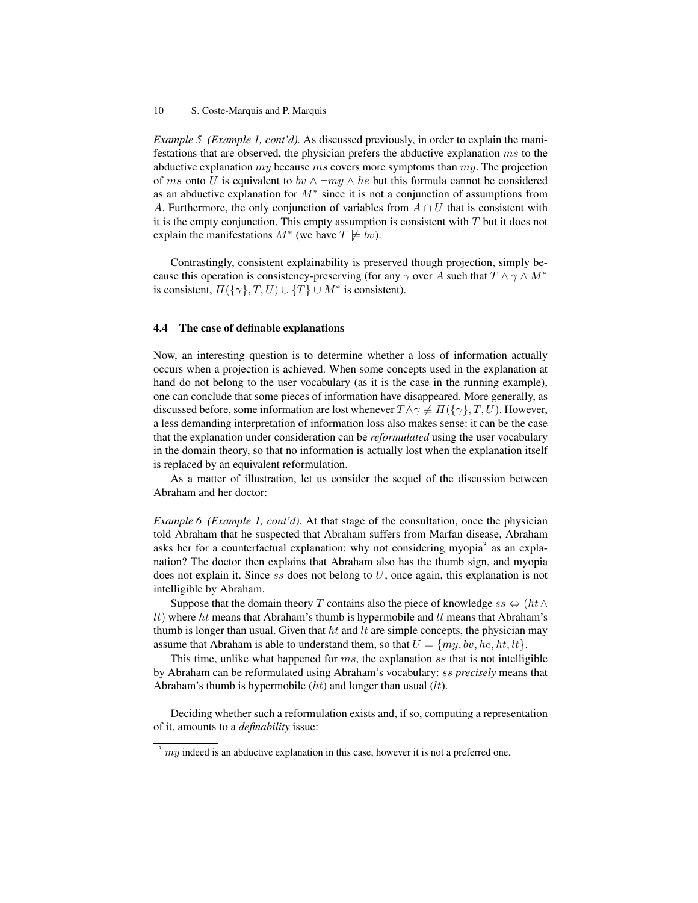*Example 5 (Example 1, cont'd).* As discussed previously, in order to explain the manifestations that are observed, the physician prefers the abductive explanation $ms$ to the abductive explanation $my$ because $ms$ covers more symptoms than $my$. The projection of $ms$ onto $U$ is equivalent to $bv \wedge \neg my \wedge he$ but this formula cannot be considered as an abductive explanation for $M^*$ since it is not a conjunction of assumptions from $A$. Furthermore, the only conjunction of variables from $A \cap U$ that is consistent with it is the empty conjunction. This empty assumption is consistent with $T$ but it does not explain the manifestations $M^*$ (we have $T \not\models bv$).

Contrastingly, consistent explainability is preserved though projection, simply because this operation is consistency-preserving (for any $\gamma$ over $A$ such that $T \wedge \gamma \wedge M^*$ is consistent, $\Pi(\{\gamma\}, T, U) \cup \{T\} \cup M^*$ is consistent).

### 4.4 The case of definable explanations

Now, an interesting question is to determine whether a loss of information actually occurs when a projection is achieved. When some concepts used in the explanation at hand do not belong to the user vocabulary (as it is the case in the running example), one can conclude that some pieces of information have disappeared. More generally, as discussed before, some information are lost whenever $T \wedge \gamma \not\equiv \Pi(\{\gamma\}, T, U)$. However, a less demanding interpretation of information loss also makes sense: it can be the case that the explanation under consideration can be *reformulated* using the user vocabulary in the domain theory, so that no information is actually lost when the explanation itself is replaced by an equivalent reformulation.

As a matter of illustration, let us consider the sequel of the discussion between Abraham and her doctor:

*Example 6 (Example 1, cont'd).* At that stage of the consultation, once the physician told Abraham that he suspected that Abraham suffers from Marfan disease, Abraham asks her for a counterfactual explanation: why not considering myopia[3] as an explanation? The doctor then explains that Abraham also has the thumb sign, and myopia does not explain it. Since $ss$ does not belong to $U$, once again, this explanation is not intelligible by Abraham.

Suppose that the domain theory $T$ contains also the piece of knowledge $ss \Leftrightarrow (ht \wedge lt)$ where $ht$ means that Abraham's thumb is hypermobile and $lt$ means that Abraham's thumb is longer than usual. Given that $ht$ and $lt$ are simple concepts, the physician may assume that Abraham is able to understand them, so that $U = \{my, bv, he, ht, lt\}$.

This time, unlike what happened for $ms$, the explanation $ss$ that is not intelligible by Abraham can be reformulated using Abraham's vocabulary: $ss$ *precisely* means that Abraham's thumb is hypermobile ($ht$) and longer than usual ($lt$).

Deciding whether such a reformulation exists and, if so, computing a representation of it, amounts to a *definability* issue:

[3] $my$ indeed is an abductive explanation in this case, however it is not a preferred one.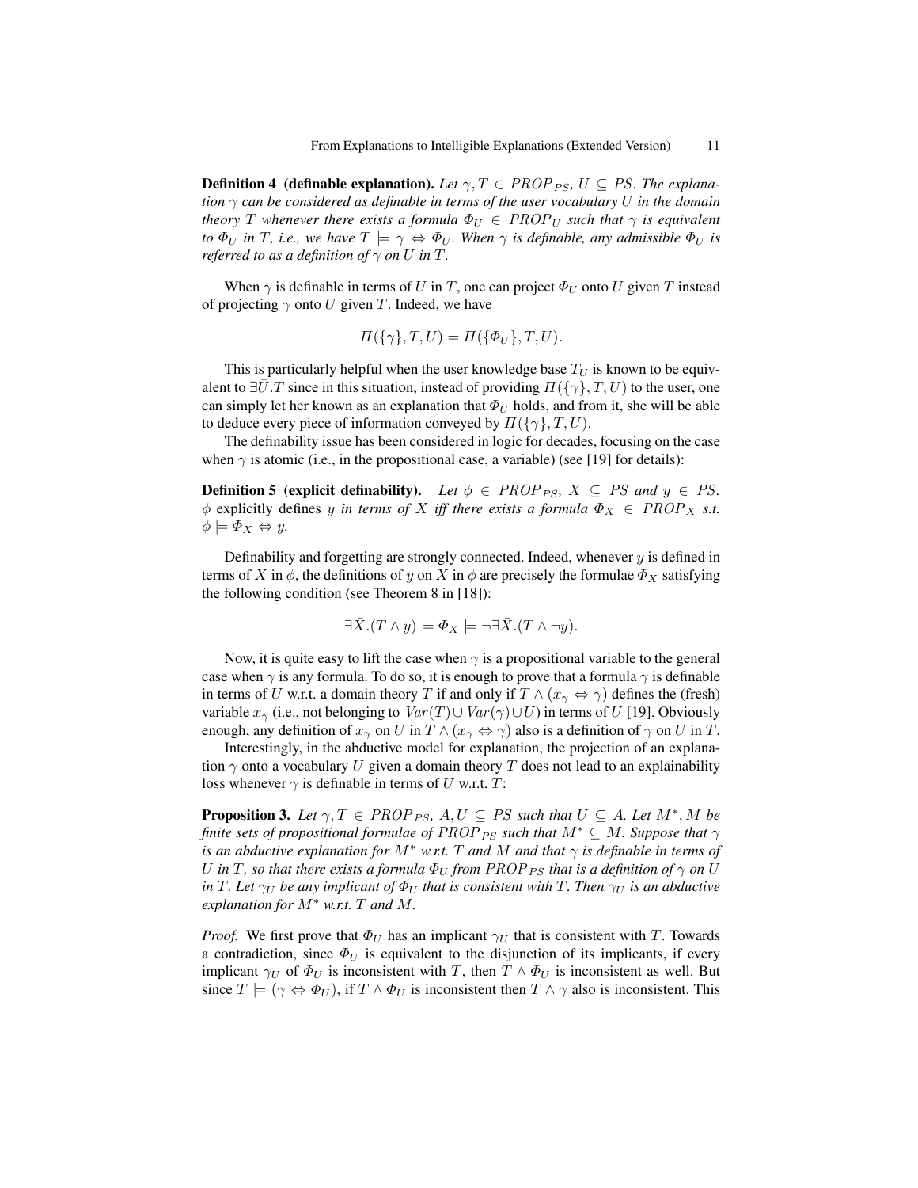**Definition 4 (definable explanation).** *Let $\gamma, T \in PROP_{PS}$, $U \subseteq PS$. The explanation $\gamma$ can be considered as definable in terms of the user vocabulary $U$ in the domain theory $T$ whenever there exists a formula $\Phi_U \in PROP_U$ such that $\gamma$ is equivalent to $\Phi_U$ in $T$, i.e., we have $T \models \gamma \Leftrightarrow \Phi_U$. When $\gamma$ is definable, any admissible $\Phi_U$ is referred to as a definition of $\gamma$ on $U$ in $T$.*

When $\gamma$ is definable in terms of $U$ in $T$, one can project $\Phi_U$ onto $U$ given $T$ instead of projecting $\gamma$ onto $U$ given $T$. Indeed, we have

$$\Pi(\{\gamma\}, T, U) = \Pi(\{\Phi_U\}, T, U).$$

This is particularly helpful when the user knowledge base $T_U$ is known to be equivalent to $\exists \bar{U}.T$ since in this situation, instead of providing $\Pi(\{\gamma\}, T, U)$ to the user, one can simply let her known as an explanation that $\Phi_U$ holds, and from it, she will be able to deduce every piece of information conveyed by $\Pi(\{\gamma\}, T, U)$.

The definability issue has been considered in logic for decades, focusing on the case when $\gamma$ is atomic (i.e., in the propositional case, a variable) (see [19] for details):

**Definition 5 (explicit definability).** *Let $\phi \in PROP_{PS}$, $X \subseteq PS$ and $y \in PS$. $\phi$ explicitly defines $y$ in terms of $X$ iff there exists a formula $\Phi_X \in PROP_X$ s.t. $\phi \models \Phi_X \Leftrightarrow y$.*

Definability and forgetting are strongly connected. Indeed, whenever $y$ is defined in terms of $X$ in $\phi$, the definitions of $y$ on $X$ in $\phi$ are precisely the formulae $\Phi_X$ satisfying the following condition (see Theorem 8 in [18]):

$$\exists \bar{X}.(T \wedge y) \models \Phi_X \models \neg \exists \bar{X}.(T \wedge \neg y).$$

Now, it is quite easy to lift the case when $\gamma$ is a propositional variable to the general case when $\gamma$ is any formula. To do so, it is enough to prove that a formula $\gamma$ is definable in terms of $U$ w.r.t. a domain theory $T$ if and only if $T \wedge (x_\gamma \Leftrightarrow \gamma)$ defines the (fresh) variable $x_\gamma$ (i.e., not belonging to $Var(T) \cup Var(\gamma) \cup U$) in terms of $U$ [19]. Obviously enough, any definition of $x_\gamma$ on $U$ in $T \wedge (x_\gamma \Leftrightarrow \gamma)$ also is a definition of $\gamma$ on $U$ in $T$.

Interestingly, in the abductive model for explanation, the projection of an explanation $\gamma$ onto a vocabulary $U$ given a domain theory $T$ does not lead to an explainability loss whenever $\gamma$ is definable in terms of $U$ w.r.t. $T$:

**Proposition 3.** *Let $\gamma, T \in PROP_{PS}$, $A, U \subseteq PS$ such that $U \subseteq A$. Let $M^*, M$ be finite sets of propositional formulae of $PROP_{PS}$ such that $M^* \subseteq M$. Suppose that $\gamma$ is an abductive explanation for $M^*$ w.r.t. $T$ and $M$ and that $\gamma$ is definable in terms of $U$ in $T$, so that there exists a formula $\Phi_U$ from $PROP_{PS}$ that is a definition of $\gamma$ on $U$ in $T$. Let $\gamma_U$ be any implicant of $\Phi_U$ that is consistent with $T$. Then $\gamma_U$ is an abductive explanation for $M^*$ w.r.t. $T$ and $M$.*

*Proof.* We first prove that $\Phi_U$ has an implicant $\gamma_U$ that is consistent with $T$. Towards a contradiction, since $\Phi_U$ is equivalent to the disjunction of its implicants, if every implicant $\gamma_U$ of $\Phi_U$ is inconsistent with $T$, then $T \wedge \Phi_U$ is inconsistent as well. But since $T \models (\gamma \Leftrightarrow \Phi_U)$, if $T \wedge \Phi_U$ is inconsistent then $T \wedge \gamma$ also is inconsistent. This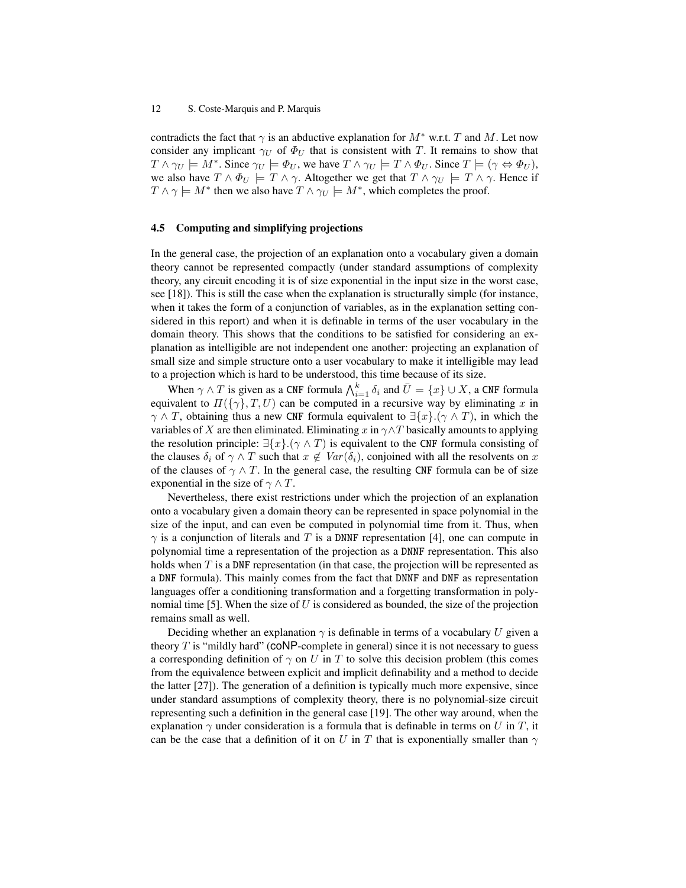contradicts the fact that $\gamma$ is an abductive explanation for $M^*$ w.r.t. $T$ and $M$. Let now consider any implicant $\gamma_U$ of $\Phi_U$ that is consistent with $T$. It remains to show that $T \wedge \gamma_U \models M^*$. Since $\gamma_U \models \Phi_U$, we have $T \wedge \gamma_U \models T \wedge \Phi_U$. Since $T \models (\gamma \Leftrightarrow \Phi_U)$, we also have $T \wedge \Phi_U \models T \wedge \gamma$. Altogether we get that $T \wedge \gamma_U \models T \wedge \gamma$. Hence if $T \wedge \gamma \models M^*$ then we also have $T \wedge \gamma_U \models M^*$, which completes the proof.

### 4.5 Computing and simplifying projections

In the general case, the projection of an explanation onto a vocabulary given a domain theory cannot be represented compactly (under standard assumptions of complexity theory, any circuit encoding it is of size exponential in the input size in the worst case, see [18]). This is still the case when the explanation is structurally simple (for instance, when it takes the form of a conjunction of variables, as in the explanation setting considered in this report) and when it is definable in terms of the user vocabulary in the domain theory. This shows that the conditions to be satisfied for considering an explanation as intelligible are not independent one another: projecting an explanation of small size and simple structure onto a user vocabulary to make it intelligible may lead to a projection which is hard to be understood, this time because of its size.

When $\gamma \wedge T$ is given as a CNF formula $\bigwedge_{i=1}^{k} \delta_i$ and $\bar{U} = \{x\} \cup X$, a CNF formula equivalent to $\Pi(\{\gamma\}, T, U)$ can be computed in a recursive way by eliminating $x$ in $\gamma \wedge T$, obtaining thus a new CNF formula equivalent to $\exists\{x\}.(\gamma \wedge T)$, in which the variables of $X$ are then eliminated. Eliminating $x$ in $\gamma \wedge T$ basically amounts to applying the resolution principle: $\exists\{x\}.(\gamma \wedge T)$ is equivalent to the CNF formula consisting of the clauses $\delta_i$ of $\gamma \wedge T$ such that $x \notin Var(\delta_i)$, conjoined with all the resolvents on $x$ of the clauses of $\gamma \wedge T$. In the general case, the resulting CNF formula can be of size exponential in the size of $\gamma \wedge T$.

Nevertheless, there exist restrictions under which the projection of an explanation onto a vocabulary given a domain theory can be represented in space polynomial in the size of the input, and can even be computed in polynomial time from it. Thus, when $\gamma$ is a conjunction of literals and $T$ is a DNNF representation [4], one can compute in polynomial time a representation of the projection as a DNNF representation. This also holds when $T$ is a DNF representation (in that case, the projection will be represented as a DNF formula). This mainly comes from the fact that DNNF and DNF as representation languages offer a conditioning transformation and a forgetting transformation in polynomial time [5]. When the size of $U$ is considered as bounded, the size of the projection remains small as well.

Deciding whether an explanation $\gamma$ is definable in terms of a vocabulary $U$ given a theory $T$ is "mildly hard" (coNP-complete in general) since it is not necessary to guess a corresponding definition of $\gamma$ on $U$ in $T$ to solve this decision problem (this comes from the equivalence between explicit and implicit definability and a method to decide the latter [27]). The generation of a definition is typically much more expensive, since under standard assumptions of complexity theory, there is no polynomial-size circuit representing such a definition in the general case [19]. The other way around, when the explanation $\gamma$ under consideration is a formula that is definable in terms on $U$ in $T$, it can be the case that a definition of it on $U$ in $T$ that is exponentially smaller than $\gamma$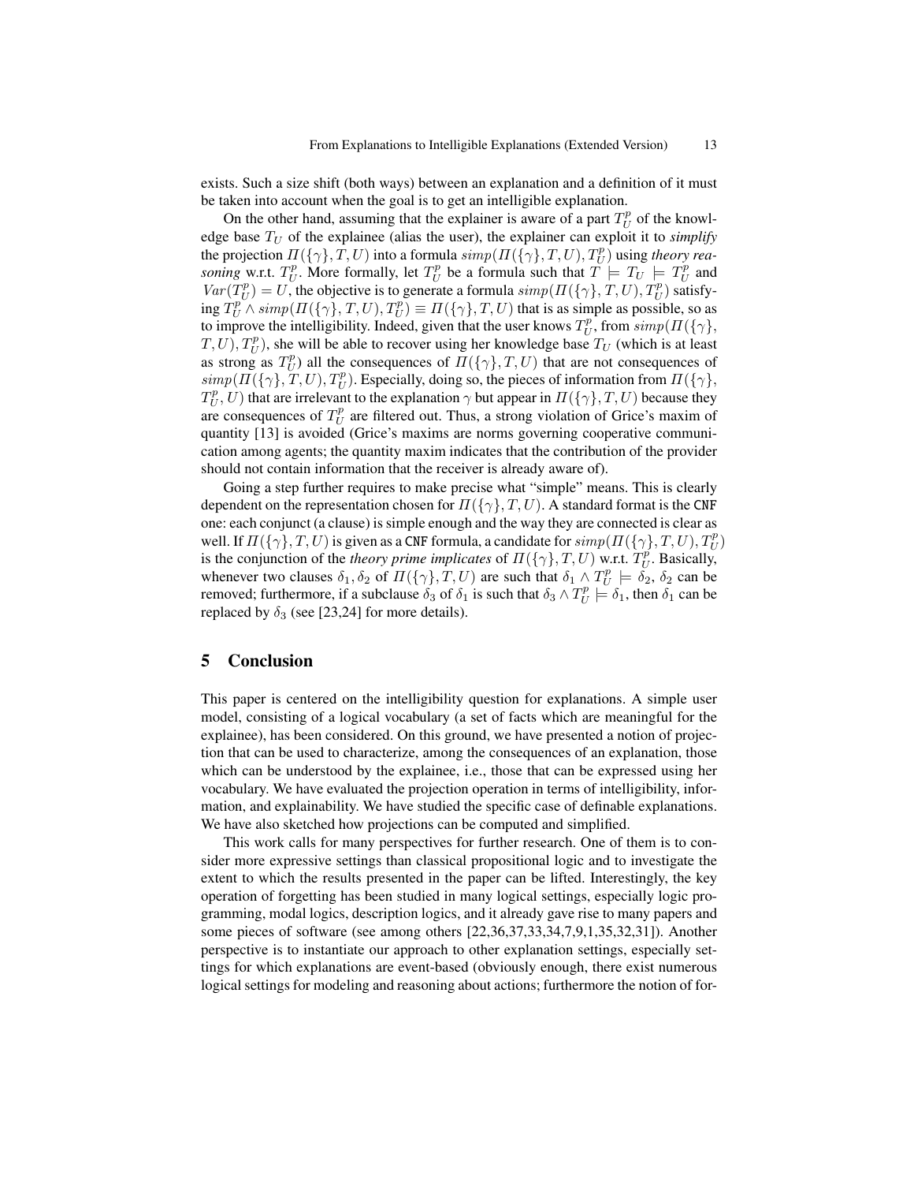exists. Such a size shift (both ways) between an explanation and a definition of it must be taken into account when the goal is to get an intelligible explanation.

On the other hand, assuming that the explainer is aware of a part $T_U^p$ of the knowledge base $T_U$ of the explainee (alias the user), the explainer can exploit it to *simplify* the projection $\Pi(\{\gamma\}, T, U)$ into a formula $simp(\Pi(\{\gamma\}, T, U), T_U^p)$ using *theory reasoning* w.r.t. $T_U^p$. More formally, let $T_U^p$ be a formula such that $T \models T_U \models T_U^p$ and $Var(T_U^p) = U$, the objective is to generate a formula $simp(\Pi(\{\gamma\}, T, U), T_U^p)$ satisfying $T_U^p \wedge simp(\Pi(\{\gamma\}, T, U), T_U^p) \equiv \Pi(\{\gamma\}, T, U)$ that is as simple as possible, so as to improve the intelligibility. Indeed, given that the user knows $T_U^p$, from $simp(\Pi(\{\gamma\}, T, U), T_U^p)$, she will be able to recover using her knowledge base $T_U$ (which is at least as strong as $T_U^p$) all the consequences of $\Pi(\{\gamma\}, T, U)$ that are not consequences of $simp(\Pi(\{\gamma\}, T, U), T_U^p)$. Especially, doing so, the pieces of information from $\Pi(\{\gamma\}, T_U^p, U)$ that are irrelevant to the explanation $\gamma$ but appear in $\Pi(\{\gamma\}, T, U)$ because they are consequences of $T_U^p$ are filtered out. Thus, a strong violation of Grice's maxim of quantity [13] is avoided (Grice's maxims are norms governing cooperative communication among agents; the quantity maxim indicates that the contribution of the provider should not contain information that the receiver is already aware of).

Going a step further requires to make precise what "simple" means. This is clearly dependent on the representation chosen for $\Pi(\{\gamma\}, T, U)$. A standard format is the CNF one: each conjunct (a clause) is simple enough and the way they are connected is clear as well. If $\Pi(\{\gamma\}, T, U)$ is given as a CNF formula, a candidate for $simp(\Pi(\{\gamma\}, T, U), T_U^p)$ is the conjunction of the *theory prime implicates* of $\Pi(\{\gamma\}, T, U)$ w.r.t. $T_U^p$. Basically, whenever two clauses $\delta_1, \delta_2$ of $\Pi(\{\gamma\}, T, U)$ are such that $\delta_1 \wedge T_U^p \models \delta_2$, $\delta_2$ can be removed; furthermore, if a subclause $\delta_3$ of $\delta_1$ is such that $\delta_3 \wedge T_U^p \models \delta_1$, then $\delta_1$ can be replaced by $\delta_3$ (see [23,24] for more details).

## 5 Conclusion

This paper is centered on the intelligibility question for explanations. A simple user model, consisting of a logical vocabulary (a set of facts which are meaningful for the explainee), has been considered. On this ground, we have presented a notion of projection that can be used to characterize, among the consequences of an explanation, those which can be understood by the explainee, i.e., those that can be expressed using her vocabulary. We have evaluated the projection operation in terms of intelligibility, information, and explainability. We have studied the specific case of definable explanations. We have also sketched how projections can be computed and simplified.

This work calls for many perspectives for further research. One of them is to consider more expressive settings than classical propositional logic and to investigate the extent to which the results presented in the paper can be lifted. Interestingly, the key operation of forgetting has been studied in many logical settings, especially logic programming, modal logics, description logics, and it already gave rise to many papers and some pieces of software (see among others [22,36,37,33,34,7,9,1,35,32,31]). Another perspective is to instantiate our approach to other explanation settings, especially settings for which explanations are event-based (obviously enough, there exist numerous logical settings for modeling and reasoning about actions; furthermore the notion of for-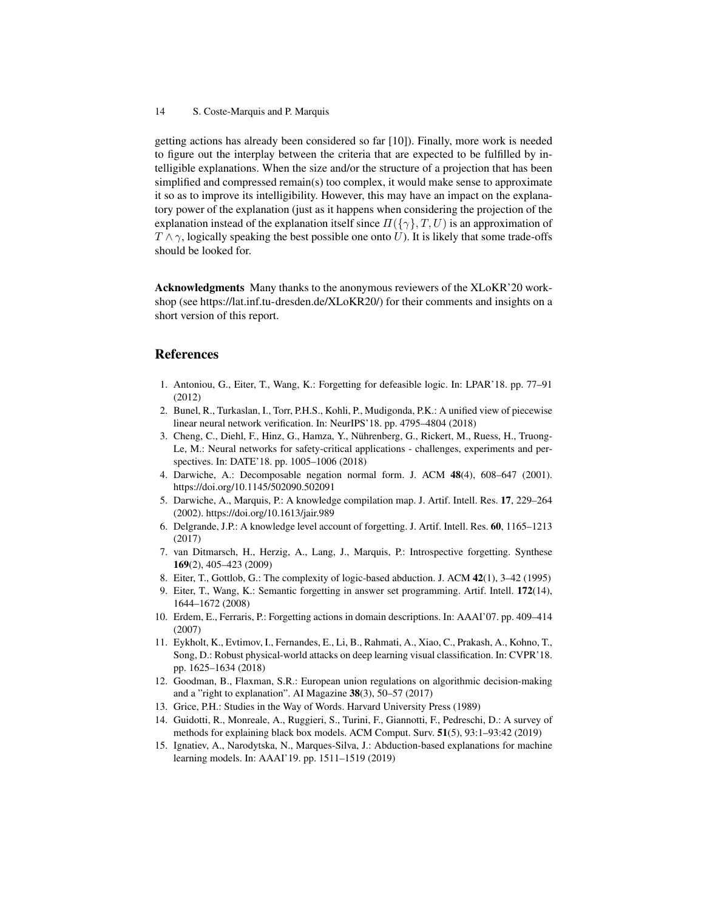getting actions has already been considered so far [10]). Finally, more work is needed to figure out the interplay between the criteria that are expected to be fulfilled by intelligible explanations. When the size and/or the structure of a projection that has been simplified and compressed remain(s) too complex, it would make sense to approximate it so as to improve its intelligibility. However, this may have an impact on the explanatory power of the explanation (just as it happens when considering the projection of the explanation instead of the explanation itself since $\Pi(\{\gamma\}, T, U)$ is an approximation of $T \wedge \gamma$, logically speaking the best possible one onto $U$). It is likely that some trade-offs should be looked for.

**Acknowledgments** Many thanks to the anonymous reviewers of the XLoKR'20 workshop (see https://lat.inf.tu-dresden.de/XLoKR20/) for their comments and insights on a short version of this report.

## References

1. Antoniou, G., Eiter, T., Wang, K.: Forgetting for defeasible logic. In: LPAR'18. pp. 77–91 (2012)
2. Bunel, R., Turkaslan, I., Torr, P.H.S., Kohli, P., Mudigonda, P.K.: A unified view of piecewise linear neural network verification. In: NeurIPS'18. pp. 4795–4804 (2018)
3. Cheng, C., Diehl, F., Hinz, G., Hamza, Y., Nührenberg, G., Rickert, M., Ruess, H., Truong-Le, M.: Neural networks for safety-critical applications - challenges, experiments and perspectives. In: DATE'18. pp. 1005–1006 (2018)
4. Darwiche, A.: Decomposable negation normal form. J. ACM **48**(4), 608–647 (2001). https://doi.org/10.1145/502090.502091
5. Darwiche, A., Marquis, P.: A knowledge compilation map. J. Artif. Intell. Res. **17**, 229–264 (2002). https://doi.org/10.1613/jair.989
6. Delgrande, J.P.: A knowledge level account of forgetting. J. Artif. Intell. Res. **60**, 1165–1213 (2017)
7. van Ditmarsch, H., Herzig, A., Lang, J., Marquis, P.: Introspective forgetting. Synthese **169**(2), 405–423 (2009)
8. Eiter, T., Gottlob, G.: The complexity of logic-based abduction. J. ACM **42**(1), 3–42 (1995)
9. Eiter, T., Wang, K.: Semantic forgetting in answer set programming. Artif. Intell. **172**(14), 1644–1672 (2008)
10. Erdem, E., Ferraris, P.: Forgetting actions in domain descriptions. In: AAAI'07. pp. 409–414 (2007)
11. Eykholt, K., Evtimov, I., Fernandes, E., Li, B., Rahmati, A., Xiao, C., Prakash, A., Kohno, T., Song, D.: Robust physical-world attacks on deep learning visual classification. In: CVPR'18. pp. 1625–1634 (2018)
12. Goodman, B., Flaxman, S.R.: European union regulations on algorithmic decision-making and a "right to explanation". AI Magazine **38**(3), 50–57 (2017)
13. Grice, P.H.: Studies in the Way of Words. Harvard University Press (1989)
14. Guidotti, R., Monreale, A., Ruggieri, S., Turini, F., Giannotti, F., Pedreschi, D.: A survey of methods for explaining black box models. ACM Comput. Surv. **51**(5), 93:1–93:42 (2019)
15. Ignatiev, A., Narodytska, N., Marques-Silva, J.: Abduction-based explanations for machine learning models. In: AAAI'19. pp. 1511–1519 (2019)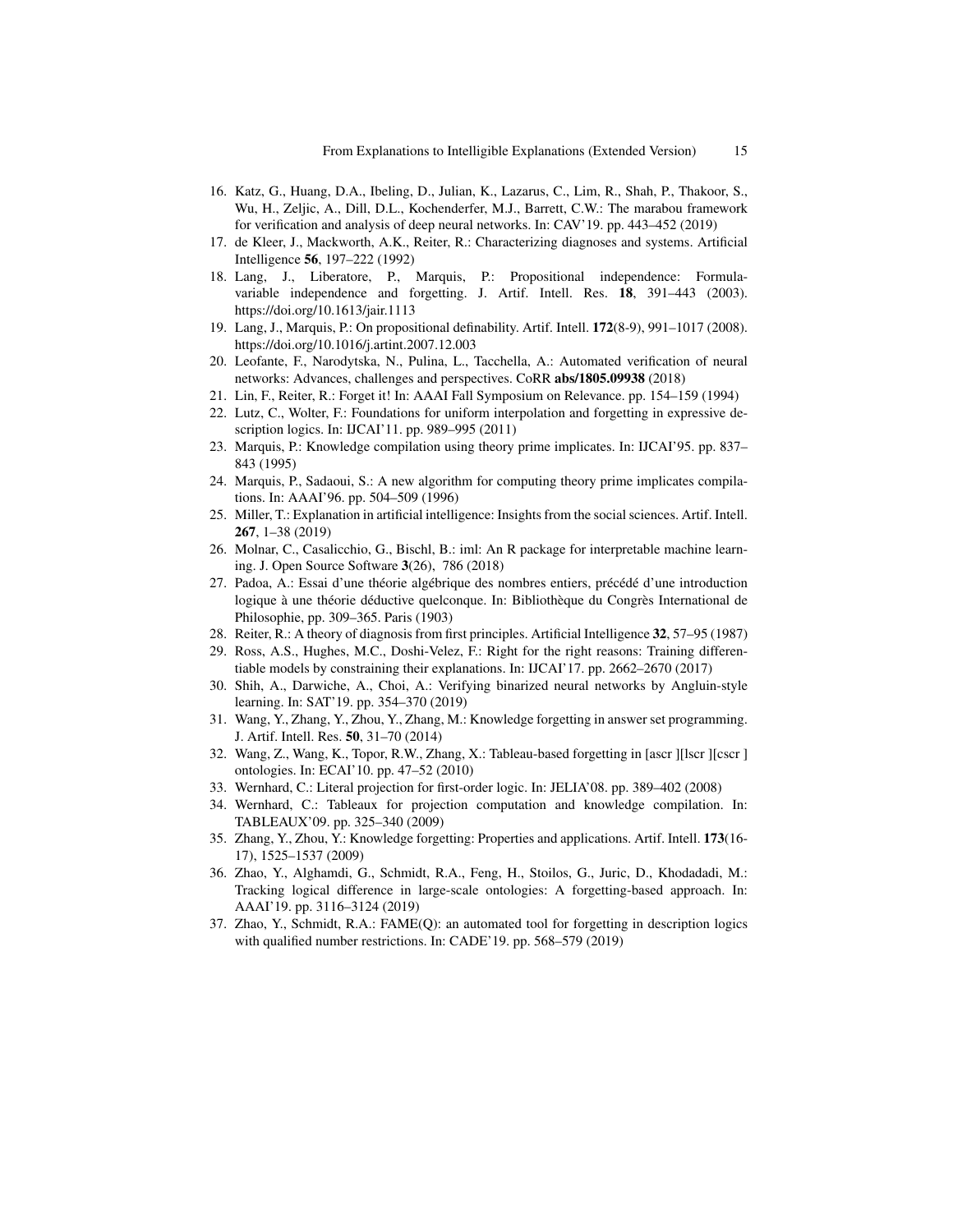16. Katz, G., Huang, D.A., Ibeling, D., Julian, K., Lazarus, C., Lim, R., Shah, P., Thakoor, S., Wu, H., Zeljic, A., Dill, D.L., Kochenderfer, M.J., Barrett, C.W.: The marabou framework for verification and analysis of deep neural networks. In: CAV'19. pp. 443–452 (2019)
17. de Kleer, J., Mackworth, A.K., Reiter, R.: Characterizing diagnoses and systems. Artificial Intelligence **56**, 197–222 (1992)
18. Lang, J., Liberatore, P., Marquis, P.: Propositional independence: Formula-variable independence and forgetting. J. Artif. Intell. Res. **18**, 391–443 (2003). https://doi.org/10.1613/jair.1113
19. Lang, J., Marquis, P.: On propositional definability. Artif. Intell. **172**(8-9), 991–1017 (2008). https://doi.org/10.1016/j.artint.2007.12.003
20. Leofante, F., Narodytska, N., Pulina, L., Tacchella, A.: Automated verification of neural networks: Advances, challenges and perspectives. CoRR **abs/1805.09938** (2018)
21. Lin, F., Reiter, R.: Forget it! In: AAAI Fall Symposium on Relevance. pp. 154–159 (1994)
22. Lutz, C., Wolter, F.: Foundations for uniform interpolation and forgetting in expressive description logics. In: IJCAI'11. pp. 989–995 (2011)
23. Marquis, P.: Knowledge compilation using theory prime implicates. In: IJCAI'95. pp. 837–843 (1995)
24. Marquis, P., Sadaoui, S.: A new algorithm for computing theory prime implicates compilations. In: AAAI'96. pp. 504–509 (1996)
25. Miller, T.: Explanation in artificial intelligence: Insights from the social sciences. Artif. Intell. **267**, 1–38 (2019)
26. Molnar, C., Casalicchio, G., Bischl, B.: iml: An R package for interpretable machine learning. J. Open Source Software **3**(26), 786 (2018)
27. Padoa, A.: Essai d'une théorie algébrique des nombres entiers, précédé d'une introduction logique à une théorie déductive quelconque. In: Bibliothèque du Congrès International de Philosophie, pp. 309–365. Paris (1903)
28. Reiter, R.: A theory of diagnosis from first principles. Artificial Intelligence **32**, 57–95 (1987)
29. Ross, A.S., Hughes, M.C., Doshi-Velez, F.: Right for the right reasons: Training differentiable models by constraining their explanations. In: IJCAI'17. pp. 2662–2670 (2017)
30. Shih, A., Darwiche, A., Choi, A.: Verifying binarized neural networks by Angluin-style learning. In: SAT'19. pp. 354–370 (2019)
31. Wang, Y., Zhang, Y., Zhou, Y., Zhang, M.: Knowledge forgetting in answer set programming. J. Artif. Intell. Res. **50**, 31–70 (2014)
32. Wang, Z., Wang, K., Topor, R.W., Zhang, X.: Tableau-based forgetting in [ascr ][lscr ][cscr ] ontologies. In: ECAI'10. pp. 47–52 (2010)
33. Wernhard, C.: Literal projection for first-order logic. In: JELIA'08. pp. 389–402 (2008)
34. Wernhard, C.: Tableaux for projection computation and knowledge compilation. In: TABLEAUX'09. pp. 325–340 (2009)
35. Zhang, Y., Zhou, Y.: Knowledge forgetting: Properties and applications. Artif. Intell. **173**(16-17), 1525–1537 (2009)
36. Zhao, Y., Alghamdi, G., Schmidt, R.A., Feng, H., Stoilos, G., Juric, D., Khodadadi, M.: Tracking logical difference in large-scale ontologies: A forgetting-based approach. In: AAAI'19. pp. 3116–3124 (2019)
37. Zhao, Y., Schmidt, R.A.: FAME(Q): an automated tool for forgetting in description logics with qualified number restrictions. In: CADE'19. pp. 568–579 (2019)